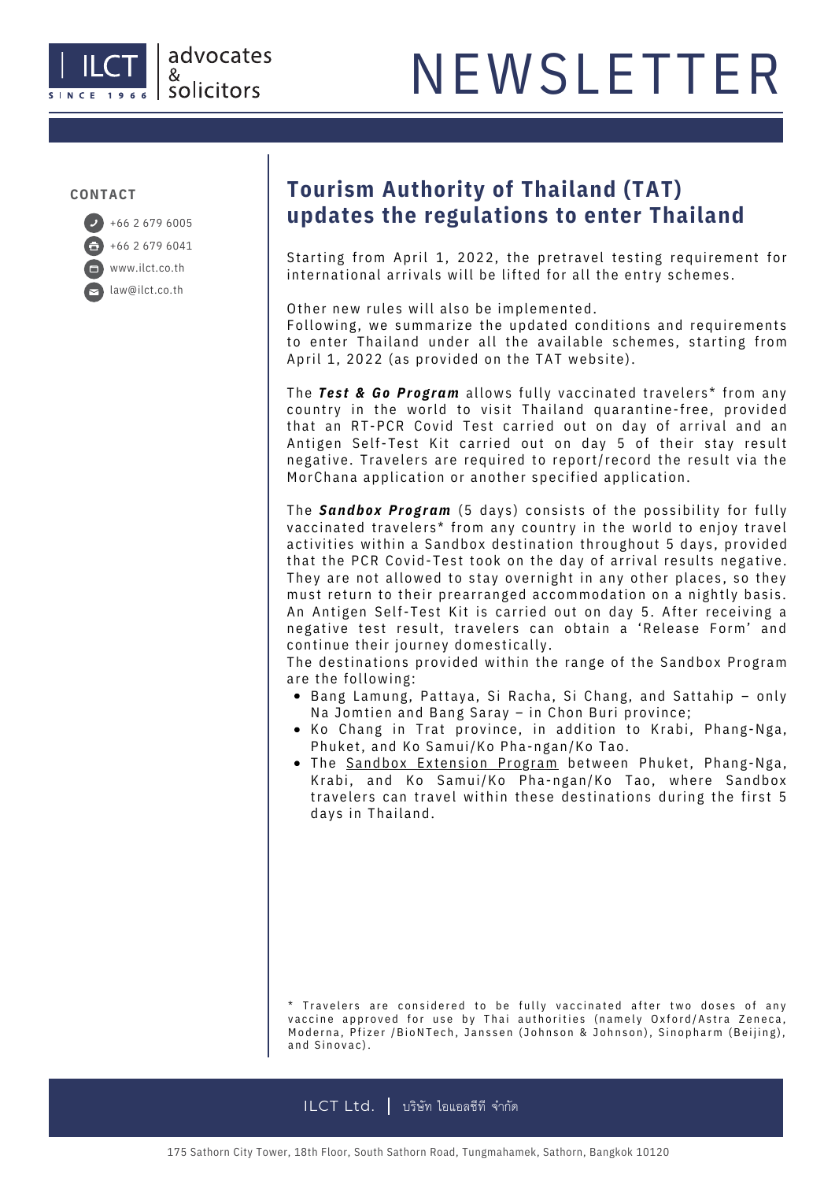advocates & solicitors

# NEWSLETTER

**CONTACT**

- +66 2 679 6005
- +66 2 679 6041
- www.ilct.co.th
- law@ilct.co.th

## Tourism Authority of Thailand (TAT) updates the regulations to enter Thailand

Starting from April 1, 2022, the pretravel testing requirement for international arrivals will be lifted for all the entry schemes.

Other new rules will also be implemented.
Following, we summarize the updated conditions and requirements to enter Thailand under all the available schemes, starting from April 1, 2022 (as provided on the TAT website).

The ***Test & Go Program*** allows fully vaccinated travelers* from any country in the world to visit Thailand quarantine-free, provided that an RT-PCR Covid Test carried out on day of arrival and an Antigen Self-Test Kit carried out on day 5 of their stay result negative. Travelers are required to report/record the result via the MorChana application or another specified application.

The ***Sandbox Program*** (5 days) consists of the possibility for fully vaccinated travelers* from any country in the world to enjoy travel activities within a Sandbox destination throughout 5 days, provided that the PCR Covid-Test took on the day of arrival results negative. They are not allowed to stay overnight in any other places, so they must return to their prearranged accommodation on a nightly basis. An Antigen Self-Test Kit is carried out on day 5. After receiving a negative test result, travelers can obtain a 'Release Form' and continue their journey domestically.
The destinations provided within the range of the Sandbox Program are the following:

- Bang Lamung, Pattaya, Si Racha, Si Chang, and Sattahip – only Na Jomtien and Bang Saray – in Chon Buri province;
- Ko Chang in Trat province, in addition to Krabi, Phang-Nga, Phuket, and Ko Samui/Ko Pha-ngan/Ko Tao.
- The Sandbox Extension Program between Phuket, Phang-Nga, Krabi, and Ko Samui/Ko Pha-ngan/Ko Tao, where Sandbox travelers can travel within these destinations during the first 5 days in Thailand.

* Travelers are considered to be fully vaccinated after two doses of any vaccine approved for use by Thai authorities (namely Oxford/Astra Zeneca, Moderna, Pfizer /BioNTech, Janssen (Johnson & Johnson), Sinopharm (Beijing), and Sinovac).

ILCT Ltd. | บริษัท ไอแอลซีที จำกัด

175 Sathorn City Tower, 18th Floor, South Sathorn Road, Tungmahamek, Sathorn, Bangkok 10120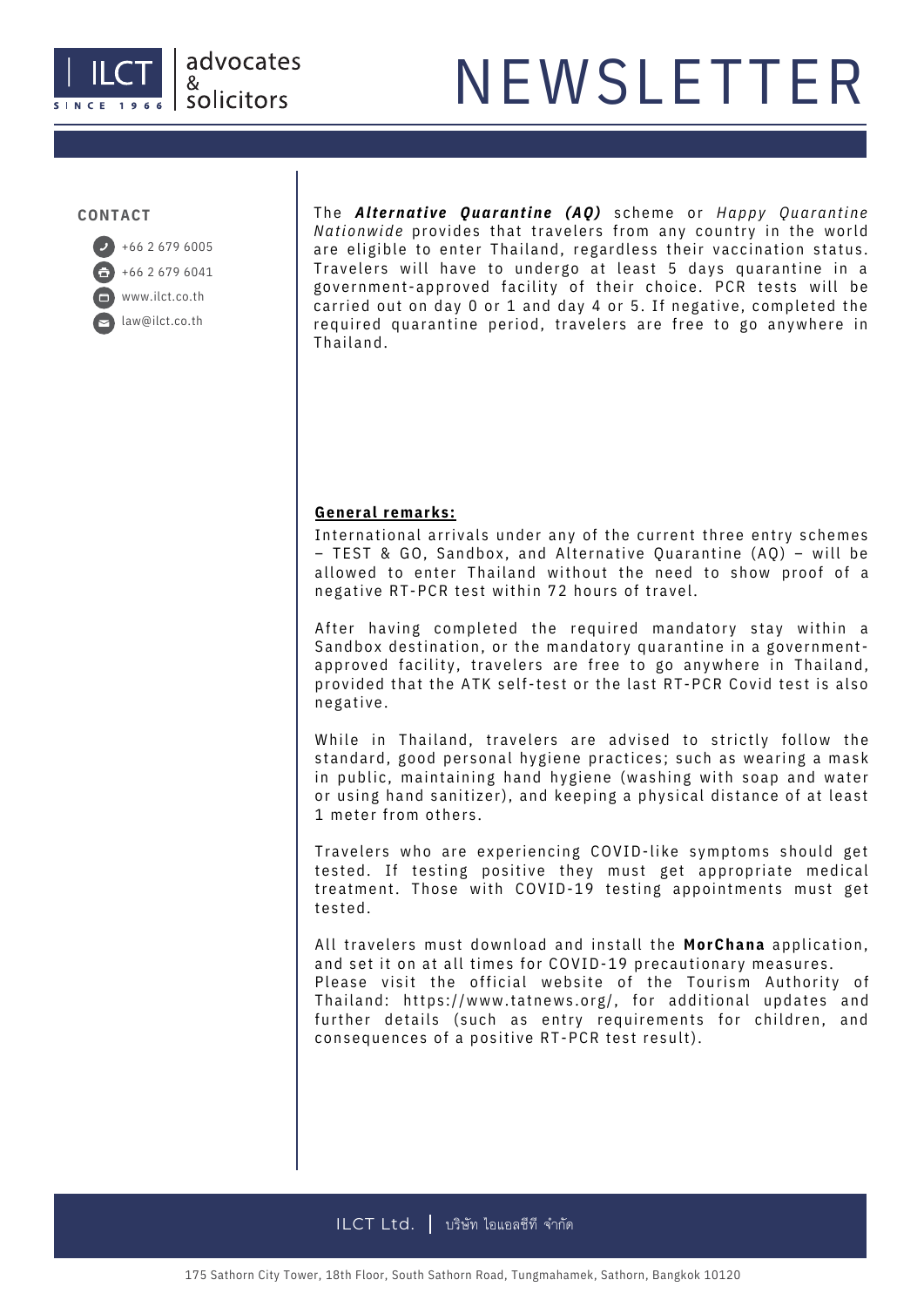The ***Alternative Quarantine (AQ)*** scheme or *Happy Quarantine Nationwide* provides that travelers from any country in the world are eligible to enter Thailand, regardless their vaccination status. Travelers will have to undergo at least 5 days quarantine in a government-approved facility of their choice. PCR tests will be carried out on day 0 or 1 and day 4 or 5. If negative, completed the required quarantine period, travelers are free to go anywhere in Thailand.

**General remarks:**

International arrivals under any of the current three entry schemes – TEST & GO, Sandbox, and Alternative Quarantine (AQ) – will be allowed to enter Thailand without the need to show proof of a negative RT-PCR test within 72 hours of travel.

After having completed the required mandatory stay within a Sandbox destination, or the mandatory quarantine in a government-approved facility, travelers are free to go anywhere in Thailand, provided that the ATK self-test or the last RT-PCR Covid test is also negative.

While in Thailand, travelers are advised to strictly follow the standard, good personal hygiene practices; such as wearing a mask in public, maintaining hand hygiene (washing with soap and water or using hand sanitizer), and keeping a physical distance of at least 1 meter from others.

Travelers who are experiencing COVID-like symptoms should get tested. If testing positive they must get appropriate medical treatment. Those with COVID-19 testing appointments must get tested.

All travelers must download and install the **MorChana** application, and set it on at all times for COVID-19 precautionary measures.
Please visit the official website of the Tourism Authority of Thailand: https://www.tatnews.org/, for additional updates and further details (such as entry requirements for children, and consequences of a positive RT-PCR test result).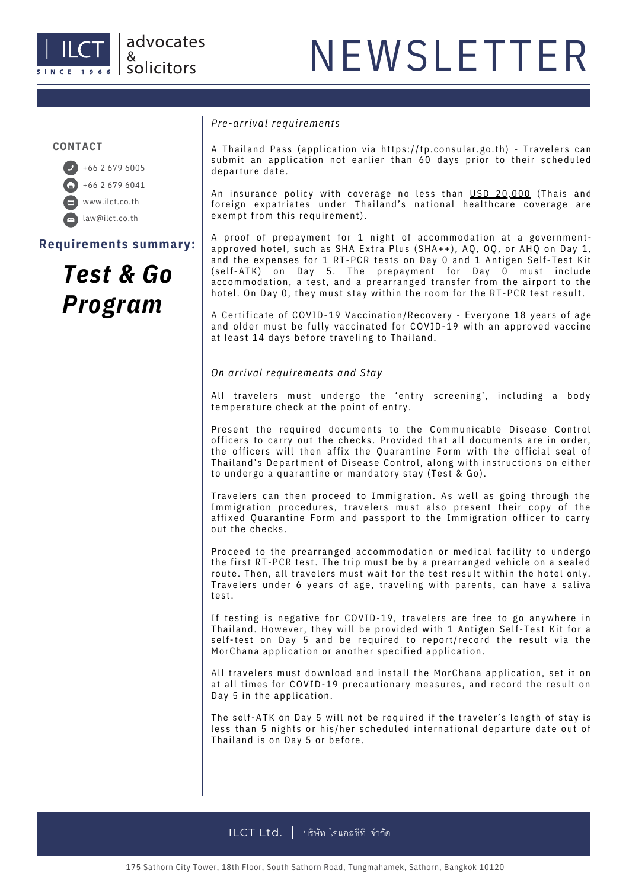CONTACT

+66 2 679 6005

+66 2 679 6041

www.ilct.co.th

law@ilct.co.th

**Requirements summary:**

# ***Test & Go Program***

*Pre-arrival requirements*

A Thailand Pass (application via https://tp.consular.go.th) - Travelers can submit an application not earlier than 60 days prior to their scheduled departure date.

An insurance policy with coverage no less than USD 20,000 (Thais and foreign expatriates under Thailand's national healthcare coverage are exempt from this requirement).

A proof of prepayment for 1 night of accommodation at a government-approved hotel, such as SHA Extra Plus (SHA++), AQ, OQ, or AHQ on Day 1, and the expenses for 1 RT-PCR tests on Day 0 and 1 Antigen Self-Test Kit (self-ATK) on Day 5. The prepayment for Day 0 must include accommodation, a test, and a prearranged transfer from the airport to the hotel. On Day 0, they must stay within the room for the RT-PCR test result.

A Certificate of COVID-19 Vaccination/Recovery - Everyone 18 years of age and older must be fully vaccinated for COVID-19 with an approved vaccine at least 14 days before traveling to Thailand.

*On arrival requirements and Stay*

All travelers must undergo the 'entry screening', including a body temperature check at the point of entry.

Present the required documents to the Communicable Disease Control officers to carry out the checks. Provided that all documents are in order, the officers will then affix the Quarantine Form with the official seal of Thailand's Department of Disease Control, along with instructions on either to undergo a quarantine or mandatory stay (Test & Go).

Travelers can then proceed to Immigration. As well as going through the Immigration procedures, travelers must also present their copy of the affixed Quarantine Form and passport to the Immigration officer to carry out the checks.

Proceed to the prearranged accommodation or medical facility to undergo the first RT-PCR test. The trip must be by a prearranged vehicle on a sealed route. Then, all travelers must wait for the test result within the hotel only. Travelers under 6 years of age, traveling with parents, can have a saliva test.

If testing is negative for COVID-19, travelers are free to go anywhere in Thailand. However, they will be provided with 1 Antigen Self-Test Kit for a self-test on Day 5 and be required to report/record the result via the MorChana application or another specified application.

All travelers must download and install the MorChana application, set it on at all times for COVID-19 precautionary measures, and record the result on Day 5 in the application.

The self-ATK on Day 5 will not be required if the traveler's length of stay is less than 5 nights or his/her scheduled international departure date out of Thailand is on Day 5 or before.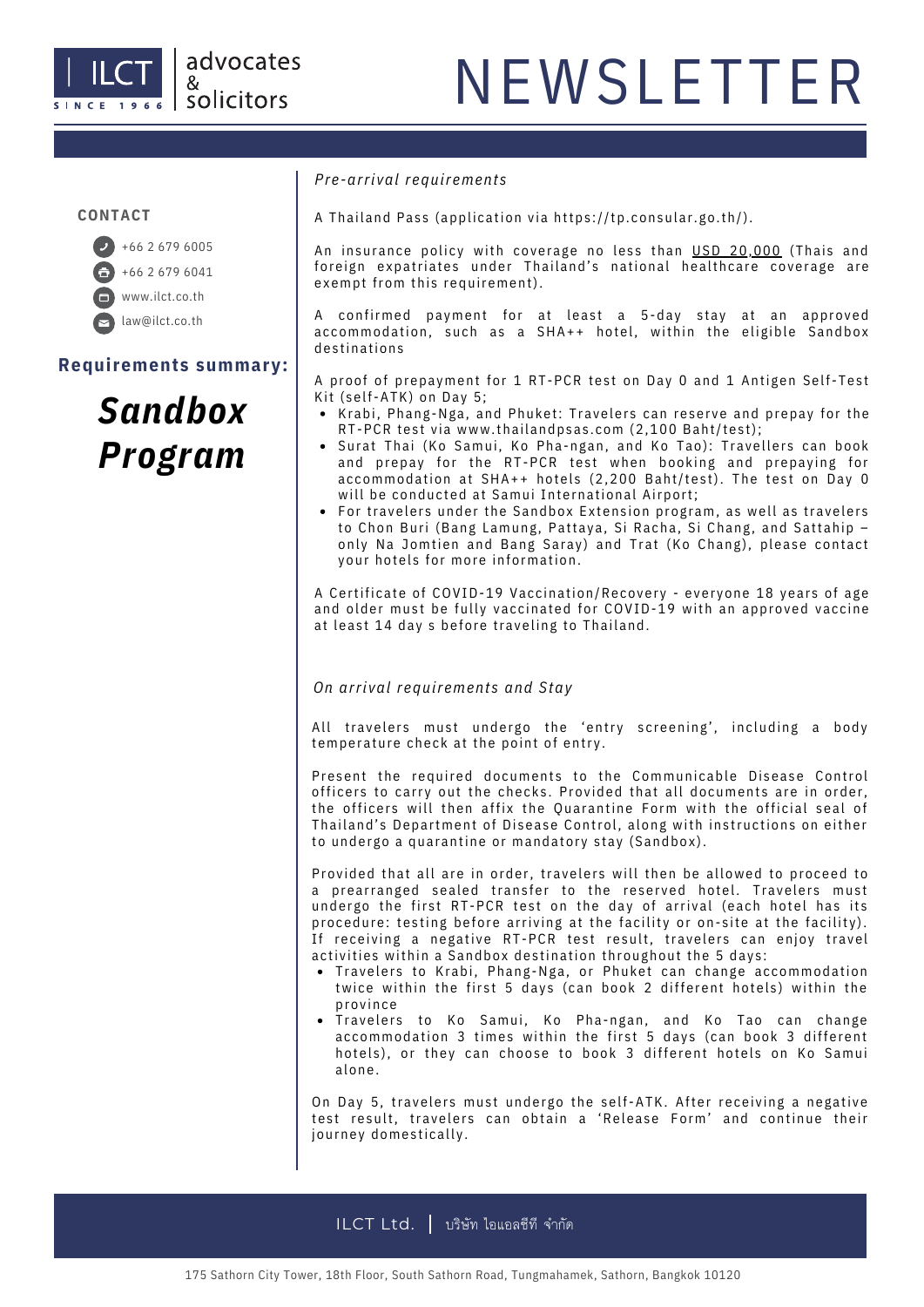**CONTACT**

+66 2 679 6005

+66 2 679 6041

www.ilct.co.th

law@ilct.co.th

## Requirements summary:

# *Sandbox Program*

*Pre-arrival requirements*

A Thailand Pass (application via https://tp.consular.go.th/).

An insurance policy with coverage no less than USD 20,000 (Thais and foreign expatriates under Thailand's national healthcare coverage are exempt from this requirement).

A confirmed payment for at least a 5-day stay at an approved accommodation, such as a SHA++ hotel, within the eligible Sandbox destinations

A proof of prepayment for 1 RT-PCR test on Day 0 and 1 Antigen Self-Test Kit (self-ATK) on Day 5;

- Krabi, Phang-Nga, and Phuket: Travelers can reserve and prepay for the RT-PCR test via www.thailandpsas.com (2,100 Baht/test);
- Surat Thai (Ko Samui, Ko Pha-ngan, and Ko Tao): Travellers can book and prepay for the RT-PCR test when booking and prepaying for accommodation at SHA++ hotels (2,200 Baht/test). The test on Day 0 will be conducted at Samui International Airport;
- For travelers under the Sandbox Extension program, as well as travelers to Chon Buri (Bang Lamung, Pattaya, Si Racha, Si Chang, and Sattahip – only Na Jomtien and Bang Saray) and Trat (Ko Chang), please contact your hotels for more information.

A Certificate of COVID-19 Vaccination/Recovery - everyone 18 years of age and older must be fully vaccinated for COVID-19 with an approved vaccine at least 14 day s before traveling to Thailand.

*On arrival requirements and Stay*

All travelers must undergo the 'entry screening', including a body temperature check at the point of entry.

Present the required documents to the Communicable Disease Control officers to carry out the checks. Provided that all documents are in order, the officers will then affix the Quarantine Form with the official seal of Thailand's Department of Disease Control, along with instructions on either to undergo a quarantine or mandatory stay (Sandbox).

Provided that all are in order, travelers will then be allowed to proceed to a prearranged sealed transfer to the reserved hotel. Travelers must undergo the first RT-PCR test on the day of arrival (each hotel has its procedure: testing before arriving at the facility or on-site at the facility). If receiving a negative RT-PCR test result, travelers can enjoy travel activities within a Sandbox destination throughout the 5 days:

- Travelers to Krabi, Phang-Nga, or Phuket can change accommodation twice within the first 5 days (can book 2 different hotels) within the province
- Travelers to Ko Samui, Ko Pha-ngan, and Ko Tao can change accommodation 3 times within the first 5 days (can book 3 different hotels), or they can choose to book 3 different hotels on Ko Samui alone.

On Day 5, travelers must undergo the self-ATK. After receiving a negative test result, travelers can obtain a 'Release Form' and continue their journey domestically.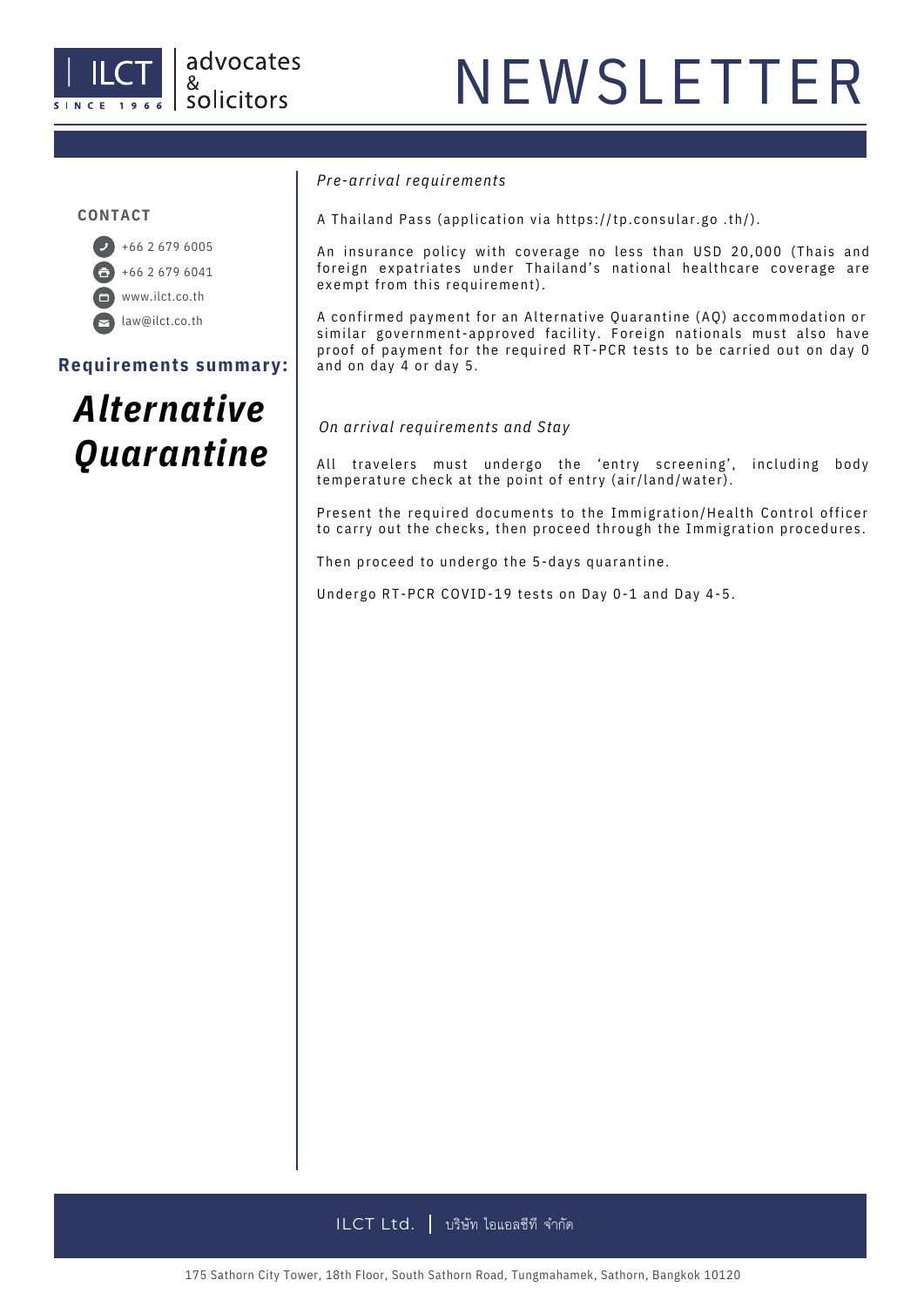**CONTACT**

+66 2 679 6005

+66 2 679 6041

www.ilct.co.th

law@ilct.co.th

**Requirements summary:**

# *Alternative Quarantine*

*Pre-arrival requirements*

A Thailand Pass (application via https://tp.consular.go .th/).

An insurance policy with coverage no less than USD 20,000 (Thais and foreign expatriates under Thailand's national healthcare coverage are exempt from this requirement).

A confirmed payment for an Alternative Quarantine (AQ) accommodation or similar government-approved facility. Foreign nationals must also have proof of payment for the required RT-PCR tests to be carried out on day 0 and on day 4 or day 5.

*On arrival requirements and Stay*

All travelers must undergo the 'entry screening', including body temperature check at the point of entry (air/land/water).

Present the required documents to the Immigration/Health Control officer to carry out the checks, then proceed through the Immigration procedures.

Then proceed to undergo the 5-days quarantine.

Undergo RT-PCR COVID-19 tests on Day 0-1 and Day 4-5.

ILCT Ltd. | บริษัท ไอแอลซีที จำกัด

175 Sathorn City Tower, 18th Floor, South Sathorn Road, Tungmahamek, Sathorn, Bangkok 10120